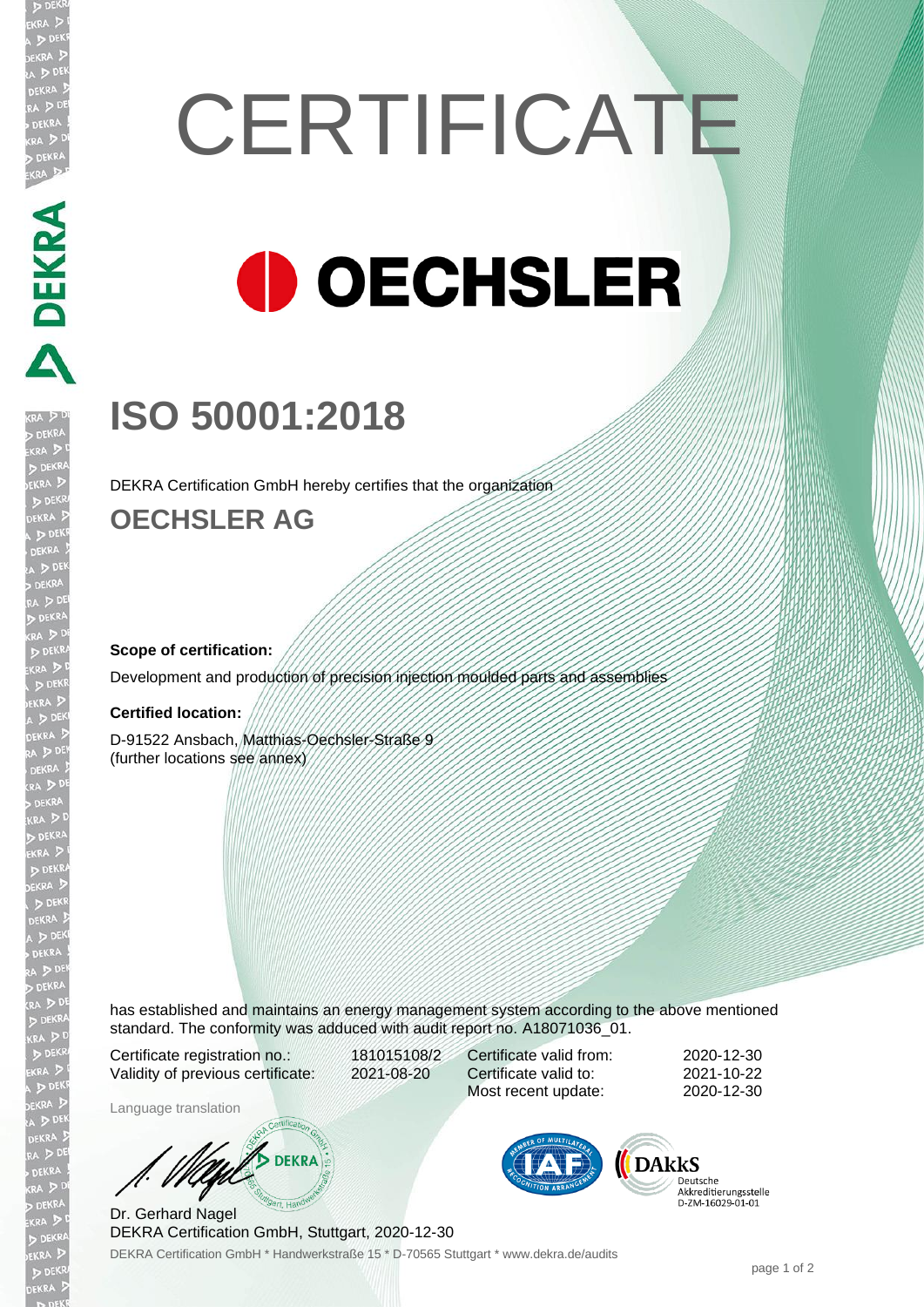# CERTIFICATE

OECHSLER

# ISO 50001:2018

DEKRA Certification GmbH hereby certifies that the organization

## OECHSLER AG

**Scope of certification:**

Development and production of precision injection moulded parts and assemblies

**Certified location:**

D-91522 Ansbach, Matthias-Oechsler-Straße 9
(further locations see annex)

has established and maintains an energy management system according to the above mentioned standard. The conformity was adduced with audit report no. A18071036_01.

| | | | |
|---|---|---|---|
| Certificate registration no.: | 181015108/2 | Certificate valid from: | 2020-12-30 |
| Validity of previous certificate: | 2021-08-20 | Certificate valid to: | 2021-10-22 |
| | | Most recent update: | 2020-12-30 |

Language translation

Dr. Gerhard Nagel
DEKRA Certification GmbH, Stuttgart, 2020-12-30

DAkkS
Deutsche
Akkreditierungsstelle
D-ZM-16029-01-01

DEKRA Certification GmbH * Handwerkstraße 15 * D-70565 Stuttgart * www.dekra.de/audits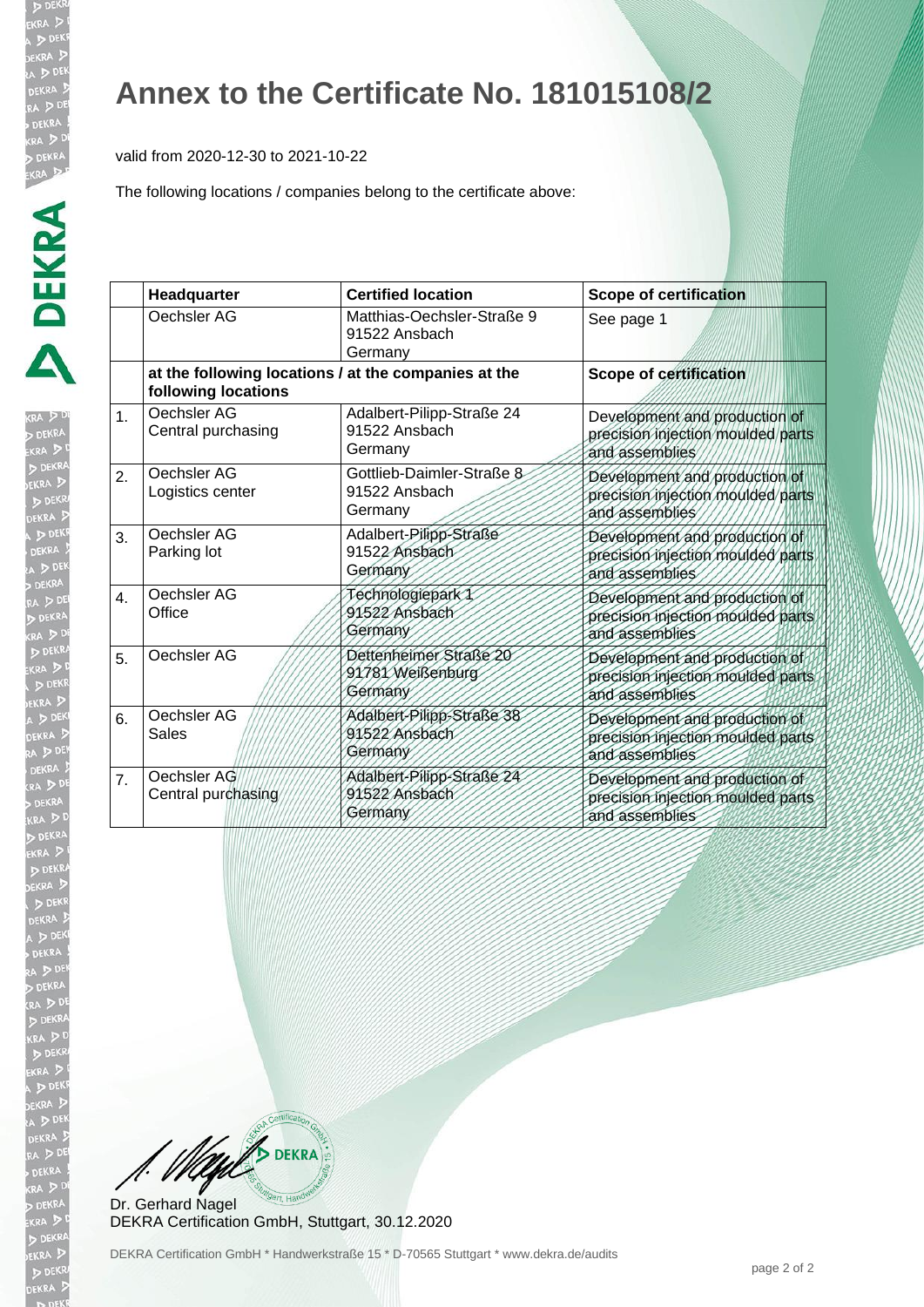# Annex to the Certificate No. 181015108/2

valid from 2020-12-30 to 2021-10-22

The following locations / companies belong to the certificate above:

| | Headquarter | Certified location | Scope of certification |
|---|---|---|---|
| | Oechsler AG | Matthias-Oechsler-Straße 9<br>91522 Ansbach<br>Germany | See page 1 |
| | at the following locations / at the companies at the following locations | | Scope of certification |
| 1. | Oechsler AG<br>Central purchasing | Adalbert-Pilipp-Straße 24<br>91522 Ansbach<br>Germany | Development and production of precision injection moulded parts and assemblies |
| 2. | Oechsler AG<br>Logistics center | Gottlieb-Daimler-Straße 8<br>91522 Ansbach<br>Germany | Development and production of precision injection moulded parts and assemblies |
| 3. | Oechsler AG<br>Parking lot | Adalbert-Pilipp-Straße<br>91522 Ansbach<br>Germany | Development and production of precision injection moulded parts and assemblies |
| 4. | Oechsler AG<br>Office | Technologiepark 1<br>91522 Ansbach<br>Germany | Development and production of precision injection moulded parts and assemblies |
| 5. | Oechsler AG | Dettenheimer Straße 20<br>91781 Weißenburg<br>Germany | Development and production of precision injection moulded parts and assemblies |
| 6. | Oechsler AG<br>Sales | Adalbert-Pilipp-Straße 38<br>91522 Ansbach<br>Germany | Development and production of precision injection moulded parts and assemblies |
| 7. | Oechsler AG<br>Central purchasing | Adalbert-Pilipp-Straße 24<br>91522 Ansbach<br>Germany | Development and production of precision injection moulded parts and assemblies |

Dr. Gerhard Nagel
DEKRA Certification GmbH, Stuttgart, 30.12.2020

DEKRA Certification GmbH * Handwerkstraße 15 * D-70565 Stuttgart * www.dekra.de/audits